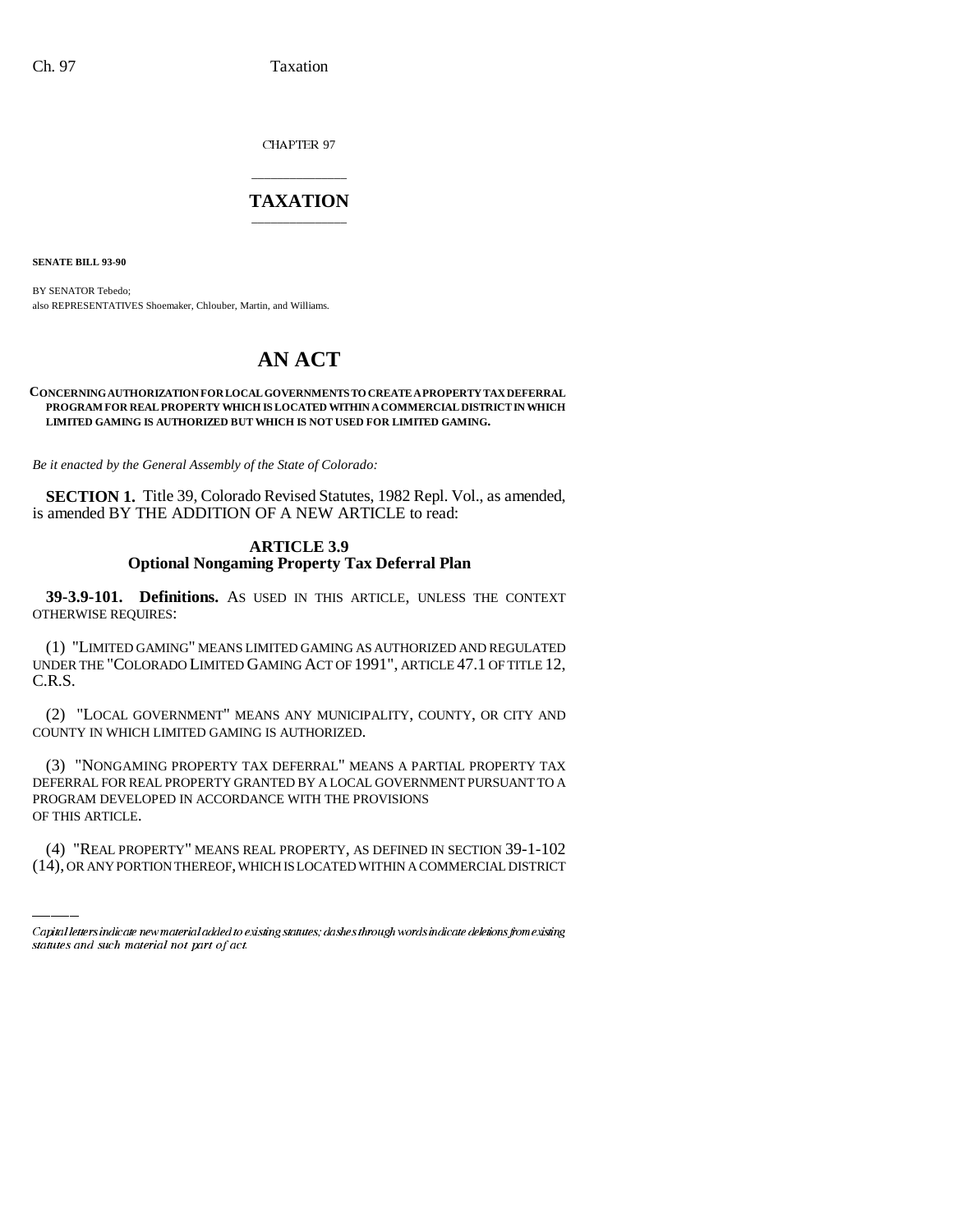CHAPTER 97

# TAXATION

**SENATE BILL 93-90**

BY SENATOR Tebedo;
also REPRESENTATIVES Shoemaker, Chlouber, Martin, and Williams.

# AN ACT

**CONCERNING AUTHORIZATION FOR LOCAL GOVERNMENTS TO CREATE A PROPERTY TAX DEFERRAL PROGRAM FOR REAL PROPERTY WHICH IS LOCATED WITHIN A COMMERCIAL DISTRICT IN WHICH LIMITED GAMING IS AUTHORIZED BUT WHICH IS NOT USED FOR LIMITED GAMING.**

*Be it enacted by the General Assembly of the State of Colorado:*

**SECTION 1.** Title 39, Colorado Revised Statutes, 1982 Repl. Vol., as amended, is amended BY THE ADDITION OF A NEW ARTICLE to read:

### ARTICLE 3.9
### Optional Nongaming Property Tax Deferral Plan

**39-3.9-101. Definitions.** AS USED IN THIS ARTICLE, UNLESS THE CONTEXT OTHERWISE REQUIRES:

(1) "LIMITED GAMING" MEANS LIMITED GAMING AS AUTHORIZED AND REGULATED UNDER THE "COLORADO LIMITED GAMING ACT OF 1991", ARTICLE 47.1 OF TITLE 12, C.R.S.

(2) "LOCAL GOVERNMENT" MEANS ANY MUNICIPALITY, COUNTY, OR CITY AND COUNTY IN WHICH LIMITED GAMING IS AUTHORIZED.

(3) "NONGAMING PROPERTY TAX DEFERRAL" MEANS A PARTIAL PROPERTY TAX DEFERRAL FOR REAL PROPERTY GRANTED BY A LOCAL GOVERNMENT PURSUANT TO A PROGRAM DEVELOPED IN ACCORDANCE WITH THE PROVISIONS OF THIS ARTICLE.

(4) "REAL PROPERTY" MEANS REAL PROPERTY, AS DEFINED IN SECTION 39-1-102 (14), OR ANY PORTION THEREOF, WHICH IS LOCATED WITHIN A COMMERCIAL DISTRICT

Capital letters indicate new material added to existing statutes; dashes through words indicate deletions from existing statutes and such material not part of act.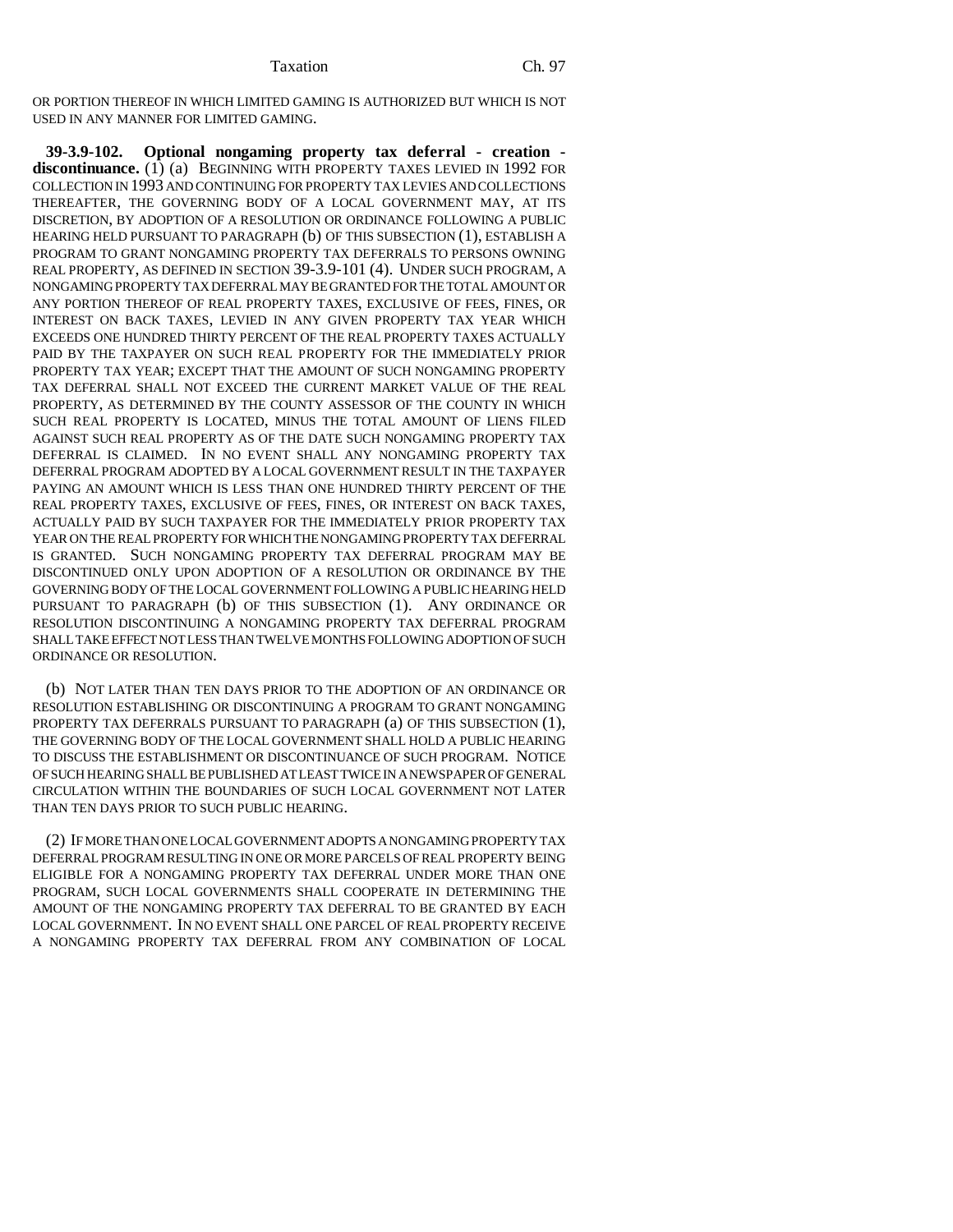OR PORTION THEREOF IN WHICH LIMITED GAMING IS AUTHORIZED BUT WHICH IS NOT USED IN ANY MANNER FOR LIMITED GAMING.

**39-3.9-102. Optional nongaming property tax deferral - creation - discontinuance.** (1) (a) BEGINNING WITH PROPERTY TAXES LEVIED IN 1992 FOR COLLECTION IN 1993 AND CONTINUING FOR PROPERTY TAX LEVIES AND COLLECTIONS THEREAFTER, THE GOVERNING BODY OF A LOCAL GOVERNMENT MAY, AT ITS DISCRETION, BY ADOPTION OF A RESOLUTION OR ORDINANCE FOLLOWING A PUBLIC HEARING HELD PURSUANT TO PARAGRAPH (b) OF THIS SUBSECTION (1), ESTABLISH A PROGRAM TO GRANT NONGAMING PROPERTY TAX DEFERRALS TO PERSONS OWNING REAL PROPERTY, AS DEFINED IN SECTION 39-3.9-101 (4). UNDER SUCH PROGRAM, A NONGAMING PROPERTY TAX DEFERRAL MAY BE GRANTED FOR THE TOTAL AMOUNT OR ANY PORTION THEREOF OF REAL PROPERTY TAXES, EXCLUSIVE OF FEES, FINES, OR INTEREST ON BACK TAXES, LEVIED IN ANY GIVEN PROPERTY TAX YEAR WHICH EXCEEDS ONE HUNDRED THIRTY PERCENT OF THE REAL PROPERTY TAXES ACTUALLY PAID BY THE TAXPAYER ON SUCH REAL PROPERTY FOR THE IMMEDIATELY PRIOR PROPERTY TAX YEAR; EXCEPT THAT THE AMOUNT OF SUCH NONGAMING PROPERTY TAX DEFERRAL SHALL NOT EXCEED THE CURRENT MARKET VALUE OF THE REAL PROPERTY, AS DETERMINED BY THE COUNTY ASSESSOR OF THE COUNTY IN WHICH SUCH REAL PROPERTY IS LOCATED, MINUS THE TOTAL AMOUNT OF LIENS FILED AGAINST SUCH REAL PROPERTY AS OF THE DATE SUCH NONGAMING PROPERTY TAX DEFERRAL IS CLAIMED. IN NO EVENT SHALL ANY NONGAMING PROPERTY TAX DEFERRAL PROGRAM ADOPTED BY A LOCAL GOVERNMENT RESULT IN THE TAXPAYER PAYING AN AMOUNT WHICH IS LESS THAN ONE HUNDRED THIRTY PERCENT OF THE REAL PROPERTY TAXES, EXCLUSIVE OF FEES, FINES, OR INTEREST ON BACK TAXES, ACTUALLY PAID BY SUCH TAXPAYER FOR THE IMMEDIATELY PRIOR PROPERTY TAX YEAR ON THE REAL PROPERTY FOR WHICH THE NONGAMING PROPERTY TAX DEFERRAL IS GRANTED. SUCH NONGAMING PROPERTY TAX DEFERRAL PROGRAM MAY BE DISCONTINUED ONLY UPON ADOPTION OF A RESOLUTION OR ORDINANCE BY THE GOVERNING BODY OF THE LOCAL GOVERNMENT FOLLOWING A PUBLIC HEARING HELD PURSUANT TO PARAGRAPH (b) OF THIS SUBSECTION (1). ANY ORDINANCE OR RESOLUTION DISCONTINUING A NONGAMING PROPERTY TAX DEFERRAL PROGRAM SHALL TAKE EFFECT NOT LESS THAN TWELVE MONTHS FOLLOWING ADOPTION OF SUCH ORDINANCE OR RESOLUTION.

(b) NOT LATER THAN TEN DAYS PRIOR TO THE ADOPTION OF AN ORDINANCE OR RESOLUTION ESTABLISHING OR DISCONTINUING A PROGRAM TO GRANT NONGAMING PROPERTY TAX DEFERRALS PURSUANT TO PARAGRAPH (a) OF THIS SUBSECTION (1), THE GOVERNING BODY OF THE LOCAL GOVERNMENT SHALL HOLD A PUBLIC HEARING TO DISCUSS THE ESTABLISHMENT OR DISCONTINUANCE OF SUCH PROGRAM. NOTICE OF SUCH HEARING SHALL BE PUBLISHED AT LEAST TWICE IN A NEWSPAPER OF GENERAL CIRCULATION WITHIN THE BOUNDARIES OF SUCH LOCAL GOVERNMENT NOT LATER THAN TEN DAYS PRIOR TO SUCH PUBLIC HEARING.

(2) IF MORE THAN ONE LOCAL GOVERNMENT ADOPTS A NONGAMING PROPERTY TAX DEFERRAL PROGRAM RESULTING IN ONE OR MORE PARCELS OF REAL PROPERTY BEING ELIGIBLE FOR A NONGAMING PROPERTY TAX DEFERRAL UNDER MORE THAN ONE PROGRAM, SUCH LOCAL GOVERNMENTS SHALL COOPERATE IN DETERMINING THE AMOUNT OF THE NONGAMING PROPERTY TAX DEFERRAL TO BE GRANTED BY EACH LOCAL GOVERNMENT. IN NO EVENT SHALL ONE PARCEL OF REAL PROPERTY RECEIVE A NONGAMING PROPERTY TAX DEFERRAL FROM ANY COMBINATION OF LOCAL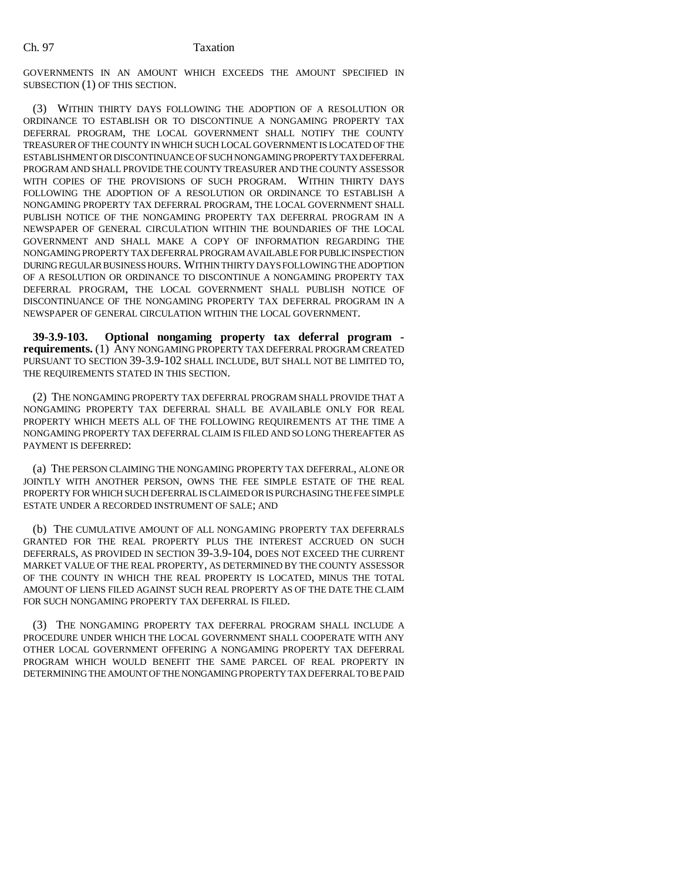GOVERNMENTS IN AN AMOUNT WHICH EXCEEDS THE AMOUNT SPECIFIED IN SUBSECTION (1) OF THIS SECTION.

(3) WITHIN THIRTY DAYS FOLLOWING THE ADOPTION OF A RESOLUTION OR ORDINANCE TO ESTABLISH OR TO DISCONTINUE A NONGAMING PROPERTY TAX DEFERRAL PROGRAM, THE LOCAL GOVERNMENT SHALL NOTIFY THE COUNTY TREASURER OF THE COUNTY IN WHICH SUCH LOCAL GOVERNMENT IS LOCATED OF THE ESTABLISHMENT OR DISCONTINUANCE OF SUCH NONGAMING PROPERTY TAX DEFERRAL PROGRAM AND SHALL PROVIDE THE COUNTY TREASURER AND THE COUNTY ASSESSOR WITH COPIES OF THE PROVISIONS OF SUCH PROGRAM. WITHIN THIRTY DAYS FOLLOWING THE ADOPTION OF A RESOLUTION OR ORDINANCE TO ESTABLISH A NONGAMING PROPERTY TAX DEFERRAL PROGRAM, THE LOCAL GOVERNMENT SHALL PUBLISH NOTICE OF THE NONGAMING PROPERTY TAX DEFERRAL PROGRAM IN A NEWSPAPER OF GENERAL CIRCULATION WITHIN THE BOUNDARIES OF THE LOCAL GOVERNMENT AND SHALL MAKE A COPY OF INFORMATION REGARDING THE NONGAMING PROPERTY TAX DEFERRAL PROGRAM AVAILABLE FOR PUBLIC INSPECTION DURING REGULAR BUSINESS HOURS. WITHIN THIRTY DAYS FOLLOWING THE ADOPTION OF A RESOLUTION OR ORDINANCE TO DISCONTINUE A NONGAMING PROPERTY TAX DEFERRAL PROGRAM, THE LOCAL GOVERNMENT SHALL PUBLISH NOTICE OF DISCONTINUANCE OF THE NONGAMING PROPERTY TAX DEFERRAL PROGRAM IN A NEWSPAPER OF GENERAL CIRCULATION WITHIN THE LOCAL GOVERNMENT.

**39-3.9-103. Optional nongaming property tax deferral program - requirements.** (1) ANY NONGAMING PROPERTY TAX DEFERRAL PROGRAM CREATED PURSUANT TO SECTION 39-3.9-102 SHALL INCLUDE, BUT SHALL NOT BE LIMITED TO, THE REQUIREMENTS STATED IN THIS SECTION.

(2) THE NONGAMING PROPERTY TAX DEFERRAL PROGRAM SHALL PROVIDE THAT A NONGAMING PROPERTY TAX DEFERRAL SHALL BE AVAILABLE ONLY FOR REAL PROPERTY WHICH MEETS ALL OF THE FOLLOWING REQUIREMENTS AT THE TIME A NONGAMING PROPERTY TAX DEFERRAL CLAIM IS FILED AND SO LONG THEREAFTER AS PAYMENT IS DEFERRED:

(a) THE PERSON CLAIMING THE NONGAMING PROPERTY TAX DEFERRAL, ALONE OR JOINTLY WITH ANOTHER PERSON, OWNS THE FEE SIMPLE ESTATE OF THE REAL PROPERTY FOR WHICH SUCH DEFERRAL IS CLAIMED OR IS PURCHASING THE FEE SIMPLE ESTATE UNDER A RECORDED INSTRUMENT OF SALE; AND

(b) THE CUMULATIVE AMOUNT OF ALL NONGAMING PROPERTY TAX DEFERRALS GRANTED FOR THE REAL PROPERTY PLUS THE INTEREST ACCRUED ON SUCH DEFERRALS, AS PROVIDED IN SECTION 39-3.9-104, DOES NOT EXCEED THE CURRENT MARKET VALUE OF THE REAL PROPERTY, AS DETERMINED BY THE COUNTY ASSESSOR OF THE COUNTY IN WHICH THE REAL PROPERTY IS LOCATED, MINUS THE TOTAL AMOUNT OF LIENS FILED AGAINST SUCH REAL PROPERTY AS OF THE DATE THE CLAIM FOR SUCH NONGAMING PROPERTY TAX DEFERRAL IS FILED.

(3) THE NONGAMING PROPERTY TAX DEFERRAL PROGRAM SHALL INCLUDE A PROCEDURE UNDER WHICH THE LOCAL GOVERNMENT SHALL COOPERATE WITH ANY OTHER LOCAL GOVERNMENT OFFERING A NONGAMING PROPERTY TAX DEFERRAL PROGRAM WHICH WOULD BENEFIT THE SAME PARCEL OF REAL PROPERTY IN DETERMINING THE AMOUNT OF THE NONGAMING PROPERTY TAX DEFERRAL TO BE PAID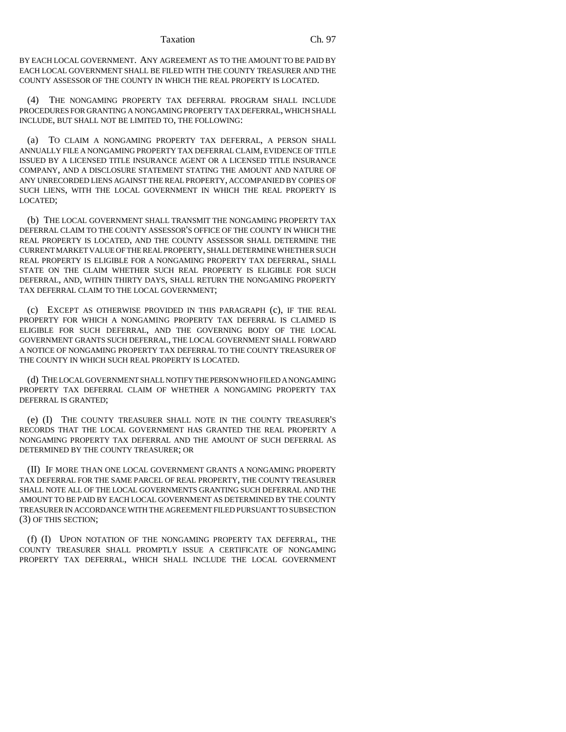BY EACH LOCAL GOVERNMENT. ANY AGREEMENT AS TO THE AMOUNT TO BE PAID BY EACH LOCAL GOVERNMENT SHALL BE FILED WITH THE COUNTY TREASURER AND THE COUNTY ASSESSOR OF THE COUNTY IN WHICH THE REAL PROPERTY IS LOCATED.

(4) THE NONGAMING PROPERTY TAX DEFERRAL PROGRAM SHALL INCLUDE PROCEDURES FOR GRANTING A NONGAMING PROPERTY TAX DEFERRAL, WHICH SHALL INCLUDE, BUT SHALL NOT BE LIMITED TO, THE FOLLOWING:

(a) TO CLAIM A NONGAMING PROPERTY TAX DEFERRAL, A PERSON SHALL ANNUALLY FILE A NONGAMING PROPERTY TAX DEFERRAL CLAIM, EVIDENCE OF TITLE ISSUED BY A LICENSED TITLE INSURANCE AGENT OR A LICENSED TITLE INSURANCE COMPANY, AND A DISCLOSURE STATEMENT STATING THE AMOUNT AND NATURE OF ANY UNRECORDED LIENS AGAINST THE REAL PROPERTY, ACCOMPANIED BY COPIES OF SUCH LIENS, WITH THE LOCAL GOVERNMENT IN WHICH THE REAL PROPERTY IS LOCATED;

(b) THE LOCAL GOVERNMENT SHALL TRANSMIT THE NONGAMING PROPERTY TAX DEFERRAL CLAIM TO THE COUNTY ASSESSOR'S OFFICE OF THE COUNTY IN WHICH THE REAL PROPERTY IS LOCATED, AND THE COUNTY ASSESSOR SHALL DETERMINE THE CURRENT MARKET VALUE OF THE REAL PROPERTY, SHALL DETERMINE WHETHER SUCH REAL PROPERTY IS ELIGIBLE FOR A NONGAMING PROPERTY TAX DEFERRAL, SHALL STATE ON THE CLAIM WHETHER SUCH REAL PROPERTY IS ELIGIBLE FOR SUCH DEFERRAL, AND, WITHIN THIRTY DAYS, SHALL RETURN THE NONGAMING PROPERTY TAX DEFERRAL CLAIM TO THE LOCAL GOVERNMENT;

(c) EXCEPT AS OTHERWISE PROVIDED IN THIS PARAGRAPH (c), IF THE REAL PROPERTY FOR WHICH A NONGAMING PROPERTY TAX DEFERRAL IS CLAIMED IS ELIGIBLE FOR SUCH DEFERRAL, AND THE GOVERNING BODY OF THE LOCAL GOVERNMENT GRANTS SUCH DEFERRAL, THE LOCAL GOVERNMENT SHALL FORWARD A NOTICE OF NONGAMING PROPERTY TAX DEFERRAL TO THE COUNTY TREASURER OF THE COUNTY IN WHICH SUCH REAL PROPERTY IS LOCATED.

(d) THE LOCAL GOVERNMENT SHALL NOTIFY THE PERSON WHO FILED A NONGAMING PROPERTY TAX DEFERRAL CLAIM OF WHETHER A NONGAMING PROPERTY TAX DEFERRAL IS GRANTED;

(e) (I) THE COUNTY TREASURER SHALL NOTE IN THE COUNTY TREASURER'S RECORDS THAT THE LOCAL GOVERNMENT HAS GRANTED THE REAL PROPERTY A NONGAMING PROPERTY TAX DEFERRAL AND THE AMOUNT OF SUCH DEFERRAL AS DETERMINED BY THE COUNTY TREASURER; OR

(II) IF MORE THAN ONE LOCAL GOVERNMENT GRANTS A NONGAMING PROPERTY TAX DEFERRAL FOR THE SAME PARCEL OF REAL PROPERTY, THE COUNTY TREASURER SHALL NOTE ALL OF THE LOCAL GOVERNMENTS GRANTING SUCH DEFERRAL AND THE AMOUNT TO BE PAID BY EACH LOCAL GOVERNMENT AS DETERMINED BY THE COUNTY TREASURER IN ACCORDANCE WITH THE AGREEMENT FILED PURSUANT TO SUBSECTION (3) OF THIS SECTION;

(f) (I) UPON NOTATION OF THE NONGAMING PROPERTY TAX DEFERRAL, THE COUNTY TREASURER SHALL PROMPTLY ISSUE A CERTIFICATE OF NONGAMING PROPERTY TAX DEFERRAL, WHICH SHALL INCLUDE THE LOCAL GOVERNMENT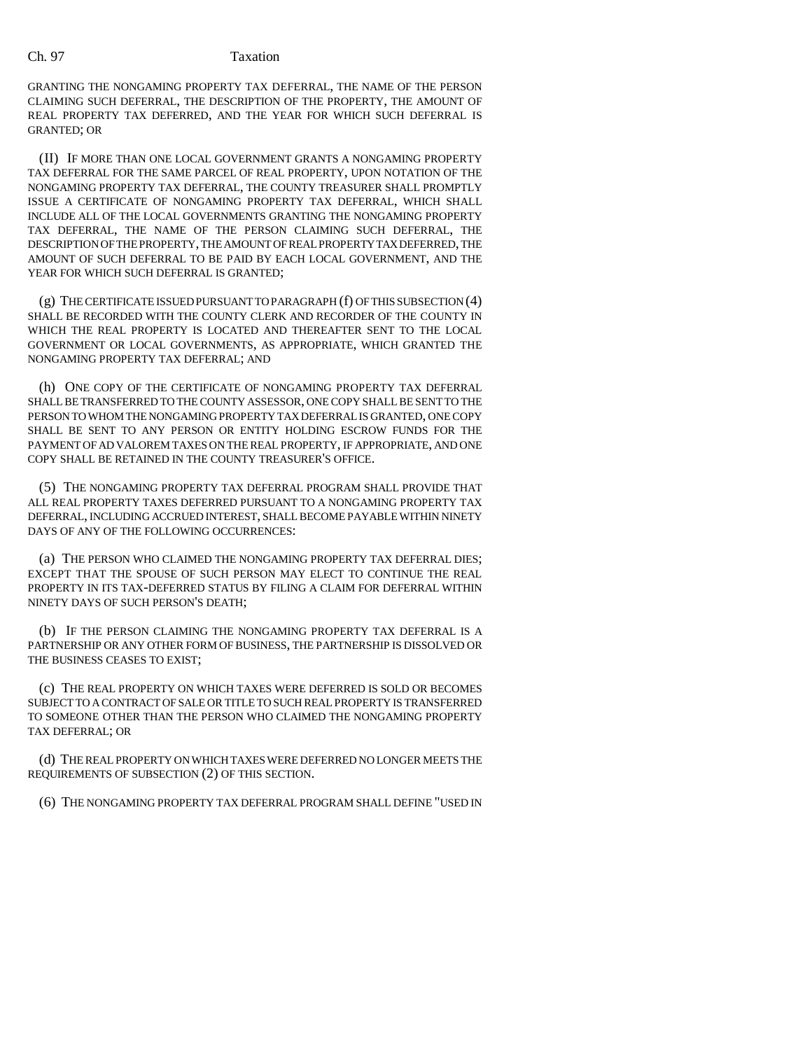GRANTING THE NONGAMING PROPERTY TAX DEFERRAL, THE NAME OF THE PERSON CLAIMING SUCH DEFERRAL, THE DESCRIPTION OF THE PROPERTY, THE AMOUNT OF REAL PROPERTY TAX DEFERRED, AND THE YEAR FOR WHICH SUCH DEFERRAL IS GRANTED; OR

(II) IF MORE THAN ONE LOCAL GOVERNMENT GRANTS A NONGAMING PROPERTY TAX DEFERRAL FOR THE SAME PARCEL OF REAL PROPERTY, UPON NOTATION OF THE NONGAMING PROPERTY TAX DEFERRAL, THE COUNTY TREASURER SHALL PROMPTLY ISSUE A CERTIFICATE OF NONGAMING PROPERTY TAX DEFERRAL, WHICH SHALL INCLUDE ALL OF THE LOCAL GOVERNMENTS GRANTING THE NONGAMING PROPERTY TAX DEFERRAL, THE NAME OF THE PERSON CLAIMING SUCH DEFERRAL, THE DESCRIPTION OF THE PROPERTY, THE AMOUNT OF REAL PROPERTY TAX DEFERRED, THE AMOUNT OF SUCH DEFERRAL TO BE PAID BY EACH LOCAL GOVERNMENT, AND THE YEAR FOR WHICH SUCH DEFERRAL IS GRANTED;

(g) THE CERTIFICATE ISSUED PURSUANT TO PARAGRAPH (f) OF THIS SUBSECTION (4) SHALL BE RECORDED WITH THE COUNTY CLERK AND RECORDER OF THE COUNTY IN WHICH THE REAL PROPERTY IS LOCATED AND THEREAFTER SENT TO THE LOCAL GOVERNMENT OR LOCAL GOVERNMENTS, AS APPROPRIATE, WHICH GRANTED THE NONGAMING PROPERTY TAX DEFERRAL; AND

(h) ONE COPY OF THE CERTIFICATE OF NONGAMING PROPERTY TAX DEFERRAL SHALL BE TRANSFERRED TO THE COUNTY ASSESSOR, ONE COPY SHALL BE SENT TO THE PERSON TO WHOM THE NONGAMING PROPERTY TAX DEFERRAL IS GRANTED, ONE COPY SHALL BE SENT TO ANY PERSON OR ENTITY HOLDING ESCROW FUNDS FOR THE PAYMENT OF AD VALOREM TAXES ON THE REAL PROPERTY, IF APPROPRIATE, AND ONE COPY SHALL BE RETAINED IN THE COUNTY TREASURER'S OFFICE.

(5) THE NONGAMING PROPERTY TAX DEFERRAL PROGRAM SHALL PROVIDE THAT ALL REAL PROPERTY TAXES DEFERRED PURSUANT TO A NONGAMING PROPERTY TAX DEFERRAL, INCLUDING ACCRUED INTEREST, SHALL BECOME PAYABLE WITHIN NINETY DAYS OF ANY OF THE FOLLOWING OCCURRENCES:

(a) THE PERSON WHO CLAIMED THE NONGAMING PROPERTY TAX DEFERRAL DIES; EXCEPT THAT THE SPOUSE OF SUCH PERSON MAY ELECT TO CONTINUE THE REAL PROPERTY IN ITS TAX-DEFERRED STATUS BY FILING A CLAIM FOR DEFERRAL WITHIN NINETY DAYS OF SUCH PERSON'S DEATH;

(b) IF THE PERSON CLAIMING THE NONGAMING PROPERTY TAX DEFERRAL IS A PARTNERSHIP OR ANY OTHER FORM OF BUSINESS, THE PARTNERSHIP IS DISSOLVED OR THE BUSINESS CEASES TO EXIST;

(c) THE REAL PROPERTY ON WHICH TAXES WERE DEFERRED IS SOLD OR BECOMES SUBJECT TO A CONTRACT OF SALE OR TITLE TO SUCH REAL PROPERTY IS TRANSFERRED TO SOMEONE OTHER THAN THE PERSON WHO CLAIMED THE NONGAMING PROPERTY TAX DEFERRAL; OR

(d) THE REAL PROPERTY ON WHICH TAXES WERE DEFERRED NO LONGER MEETS THE REQUIREMENTS OF SUBSECTION (2) OF THIS SECTION.

(6) THE NONGAMING PROPERTY TAX DEFERRAL PROGRAM SHALL DEFINE "USED IN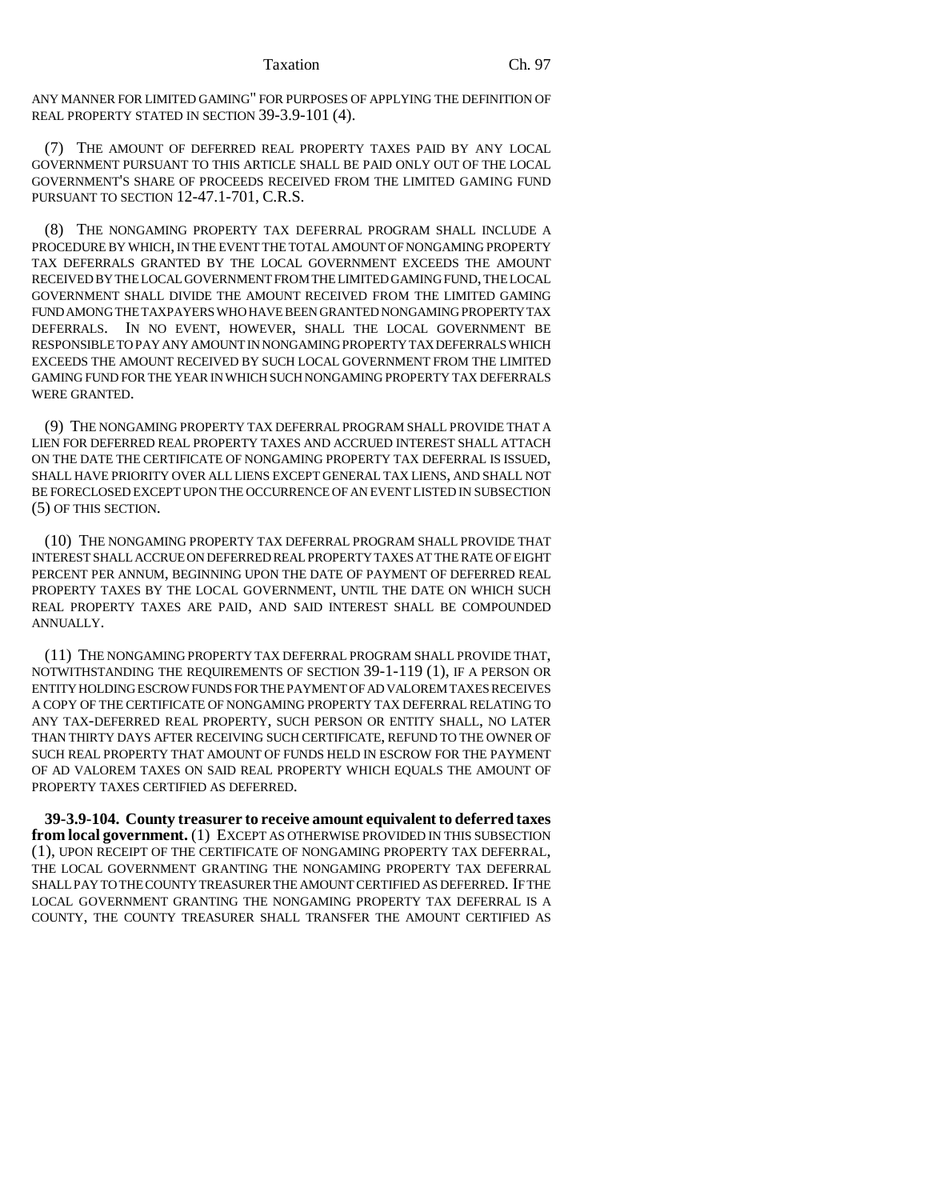ANY MANNER FOR LIMITED GAMING" FOR PURPOSES OF APPLYING THE DEFINITION OF REAL PROPERTY STATED IN SECTION 39-3.9-101 (4).

(7) THE AMOUNT OF DEFERRED REAL PROPERTY TAXES PAID BY ANY LOCAL GOVERNMENT PURSUANT TO THIS ARTICLE SHALL BE PAID ONLY OUT OF THE LOCAL GOVERNMENT'S SHARE OF PROCEEDS RECEIVED FROM THE LIMITED GAMING FUND PURSUANT TO SECTION 12-47.1-701, C.R.S.

(8) THE NONGAMING PROPERTY TAX DEFERRAL PROGRAM SHALL INCLUDE A PROCEDURE BY WHICH, IN THE EVENT THE TOTAL AMOUNT OF NONGAMING PROPERTY TAX DEFERRALS GRANTED BY THE LOCAL GOVERNMENT EXCEEDS THE AMOUNT RECEIVED BY THE LOCAL GOVERNMENT FROM THE LIMITED GAMING FUND, THE LOCAL GOVERNMENT SHALL DIVIDE THE AMOUNT RECEIVED FROM THE LIMITED GAMING FUND AMONG THE TAXPAYERS WHO HAVE BEEN GRANTED NONGAMING PROPERTY TAX DEFERRALS. IN NO EVENT, HOWEVER, SHALL THE LOCAL GOVERNMENT BE RESPONSIBLE TO PAY ANY AMOUNT IN NONGAMING PROPERTY TAX DEFERRALS WHICH EXCEEDS THE AMOUNT RECEIVED BY SUCH LOCAL GOVERNMENT FROM THE LIMITED GAMING FUND FOR THE YEAR IN WHICH SUCH NONGAMING PROPERTY TAX DEFERRALS WERE GRANTED.

(9) THE NONGAMING PROPERTY TAX DEFERRAL PROGRAM SHALL PROVIDE THAT A LIEN FOR DEFERRED REAL PROPERTY TAXES AND ACCRUED INTEREST SHALL ATTACH ON THE DATE THE CERTIFICATE OF NONGAMING PROPERTY TAX DEFERRAL IS ISSUED, SHALL HAVE PRIORITY OVER ALL LIENS EXCEPT GENERAL TAX LIENS, AND SHALL NOT BE FORECLOSED EXCEPT UPON THE OCCURRENCE OF AN EVENT LISTED IN SUBSECTION (5) OF THIS SECTION.

(10) THE NONGAMING PROPERTY TAX DEFERRAL PROGRAM SHALL PROVIDE THAT INTEREST SHALL ACCRUE ON DEFERRED REAL PROPERTY TAXES AT THE RATE OF EIGHT PERCENT PER ANNUM, BEGINNING UPON THE DATE OF PAYMENT OF DEFERRED REAL PROPERTY TAXES BY THE LOCAL GOVERNMENT, UNTIL THE DATE ON WHICH SUCH REAL PROPERTY TAXES ARE PAID, AND SAID INTEREST SHALL BE COMPOUNDED ANNUALLY.

(11) THE NONGAMING PROPERTY TAX DEFERRAL PROGRAM SHALL PROVIDE THAT, NOTWITHSTANDING THE REQUIREMENTS OF SECTION 39-1-119 (1), IF A PERSON OR ENTITY HOLDING ESCROW FUNDS FOR THE PAYMENT OF AD VALOREM TAXES RECEIVES A COPY OF THE CERTIFICATE OF NONGAMING PROPERTY TAX DEFERRAL RELATING TO ANY TAX-DEFERRED REAL PROPERTY, SUCH PERSON OR ENTITY SHALL, NO LATER THAN THIRTY DAYS AFTER RECEIVING SUCH CERTIFICATE, REFUND TO THE OWNER OF SUCH REAL PROPERTY THAT AMOUNT OF FUNDS HELD IN ESCROW FOR THE PAYMENT OF AD VALOREM TAXES ON SAID REAL PROPERTY WHICH EQUALS THE AMOUNT OF PROPERTY TAXES CERTIFIED AS DEFERRED.

**39-3.9-104. County treasurer to receive amount equivalent to deferred taxes from local government.** (1) EXCEPT AS OTHERWISE PROVIDED IN THIS SUBSECTION (1), UPON RECEIPT OF THE CERTIFICATE OF NONGAMING PROPERTY TAX DEFERRAL, THE LOCAL GOVERNMENT GRANTING THE NONGAMING PROPERTY TAX DEFERRAL SHALL PAY TO THE COUNTY TREASURER THE AMOUNT CERTIFIED AS DEFERRED. IF THE LOCAL GOVERNMENT GRANTING THE NONGAMING PROPERTY TAX DEFERRAL IS A COUNTY, THE COUNTY TREASURER SHALL TRANSFER THE AMOUNT CERTIFIED AS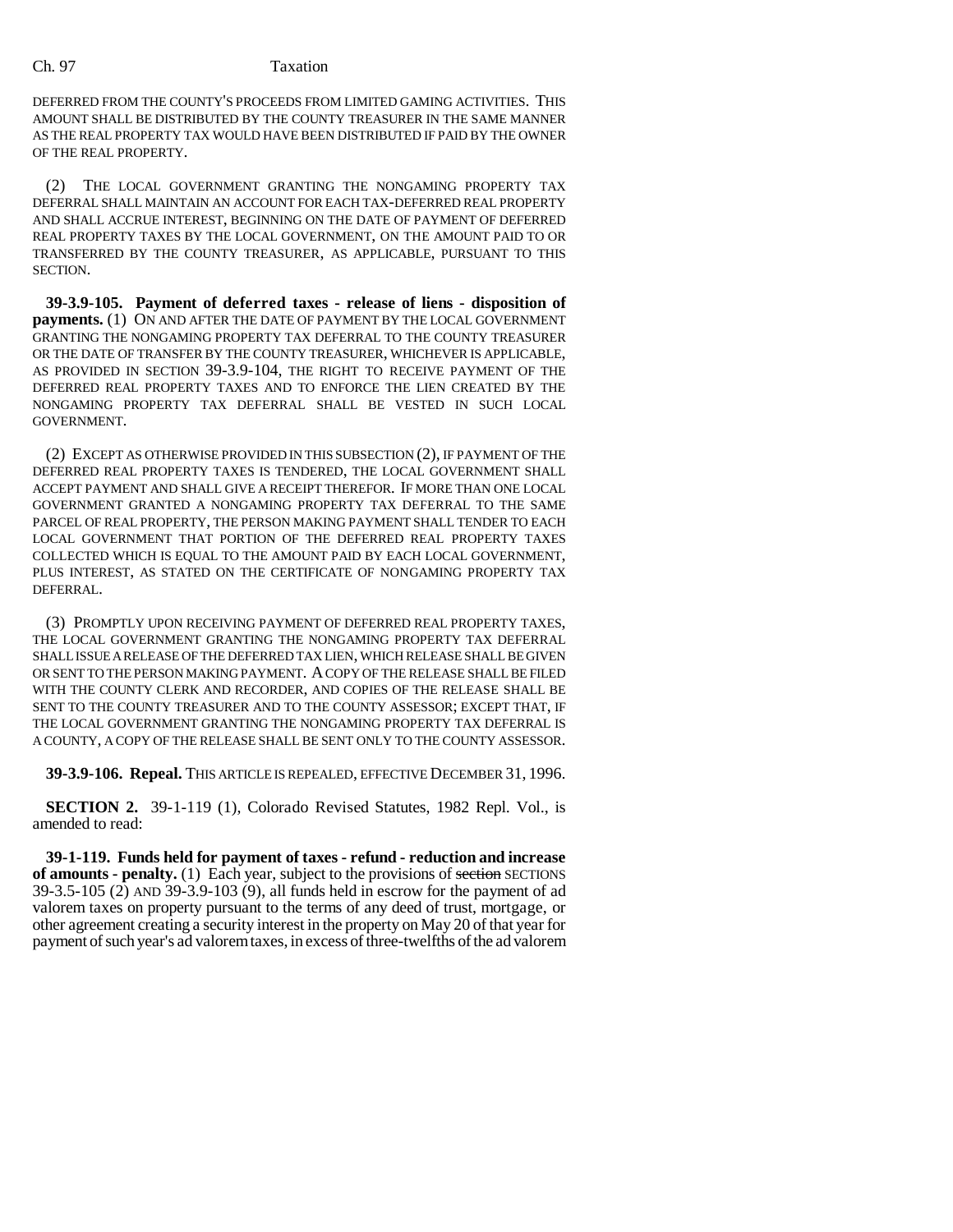DEFERRED FROM THE COUNTY'S PROCEEDS FROM LIMITED GAMING ACTIVITIES. THIS AMOUNT SHALL BE DISTRIBUTED BY THE COUNTY TREASURER IN THE SAME MANNER AS THE REAL PROPERTY TAX WOULD HAVE BEEN DISTRIBUTED IF PAID BY THE OWNER OF THE REAL PROPERTY.

(2) THE LOCAL GOVERNMENT GRANTING THE NONGAMING PROPERTY TAX DEFERRAL SHALL MAINTAIN AN ACCOUNT FOR EACH TAX-DEFERRED REAL PROPERTY AND SHALL ACCRUE INTEREST, BEGINNING ON THE DATE OF PAYMENT OF DEFERRED REAL PROPERTY TAXES BY THE LOCAL GOVERNMENT, ON THE AMOUNT PAID TO OR TRANSFERRED BY THE COUNTY TREASURER, AS APPLICABLE, PURSUANT TO THIS SECTION.

**39-3.9-105. Payment of deferred taxes - release of liens - disposition of payments.** (1) ON AND AFTER THE DATE OF PAYMENT BY THE LOCAL GOVERNMENT GRANTING THE NONGAMING PROPERTY TAX DEFERRAL TO THE COUNTY TREASURER OR THE DATE OF TRANSFER BY THE COUNTY TREASURER, WHICHEVER IS APPLICABLE, AS PROVIDED IN SECTION 39-3.9-104, THE RIGHT TO RECEIVE PAYMENT OF THE DEFERRED REAL PROPERTY TAXES AND TO ENFORCE THE LIEN CREATED BY THE NONGAMING PROPERTY TAX DEFERRAL SHALL BE VESTED IN SUCH LOCAL GOVERNMENT.

(2) EXCEPT AS OTHERWISE PROVIDED IN THIS SUBSECTION (2), IF PAYMENT OF THE DEFERRED REAL PROPERTY TAXES IS TENDERED, THE LOCAL GOVERNMENT SHALL ACCEPT PAYMENT AND SHALL GIVE A RECEIPT THEREFOR. IF MORE THAN ONE LOCAL GOVERNMENT GRANTED A NONGAMING PROPERTY TAX DEFERRAL TO THE SAME PARCEL OF REAL PROPERTY, THE PERSON MAKING PAYMENT SHALL TENDER TO EACH LOCAL GOVERNMENT THAT PORTION OF THE DEFERRED REAL PROPERTY TAXES COLLECTED WHICH IS EQUAL TO THE AMOUNT PAID BY EACH LOCAL GOVERNMENT, PLUS INTEREST, AS STATED ON THE CERTIFICATE OF NONGAMING PROPERTY TAX DEFERRAL.

(3) PROMPTLY UPON RECEIVING PAYMENT OF DEFERRED REAL PROPERTY TAXES, THE LOCAL GOVERNMENT GRANTING THE NONGAMING PROPERTY TAX DEFERRAL SHALL ISSUE A RELEASE OF THE DEFERRED TAX LIEN, WHICH RELEASE SHALL BE GIVEN OR SENT TO THE PERSON MAKING PAYMENT. A COPY OF THE RELEASE SHALL BE FILED WITH THE COUNTY CLERK AND RECORDER, AND COPIES OF THE RELEASE SHALL BE SENT TO THE COUNTY TREASURER AND TO THE COUNTY ASSESSOR; EXCEPT THAT, IF THE LOCAL GOVERNMENT GRANTING THE NONGAMING PROPERTY TAX DEFERRAL IS A COUNTY, A COPY OF THE RELEASE SHALL BE SENT ONLY TO THE COUNTY ASSESSOR.

**39-3.9-106. Repeal.** THIS ARTICLE IS REPEALED, EFFECTIVE DECEMBER 31, 1996.

**SECTION 2.** 39-1-119 (1), Colorado Revised Statutes, 1982 Repl. Vol., is amended to read:

**39-1-119. Funds held for payment of taxes - refund - reduction and increase of amounts - penalty.** (1) Each year, subject to the provisions of ~~section~~ SECTIONS 39-3.5-105 (2) AND 39-3.9-103 (9), all funds held in escrow for the payment of ad valorem taxes on property pursuant to the terms of any deed of trust, mortgage, or other agreement creating a security interest in the property on May 20 of that year for payment of such year's ad valorem taxes, in excess of three-twelfths of the ad valorem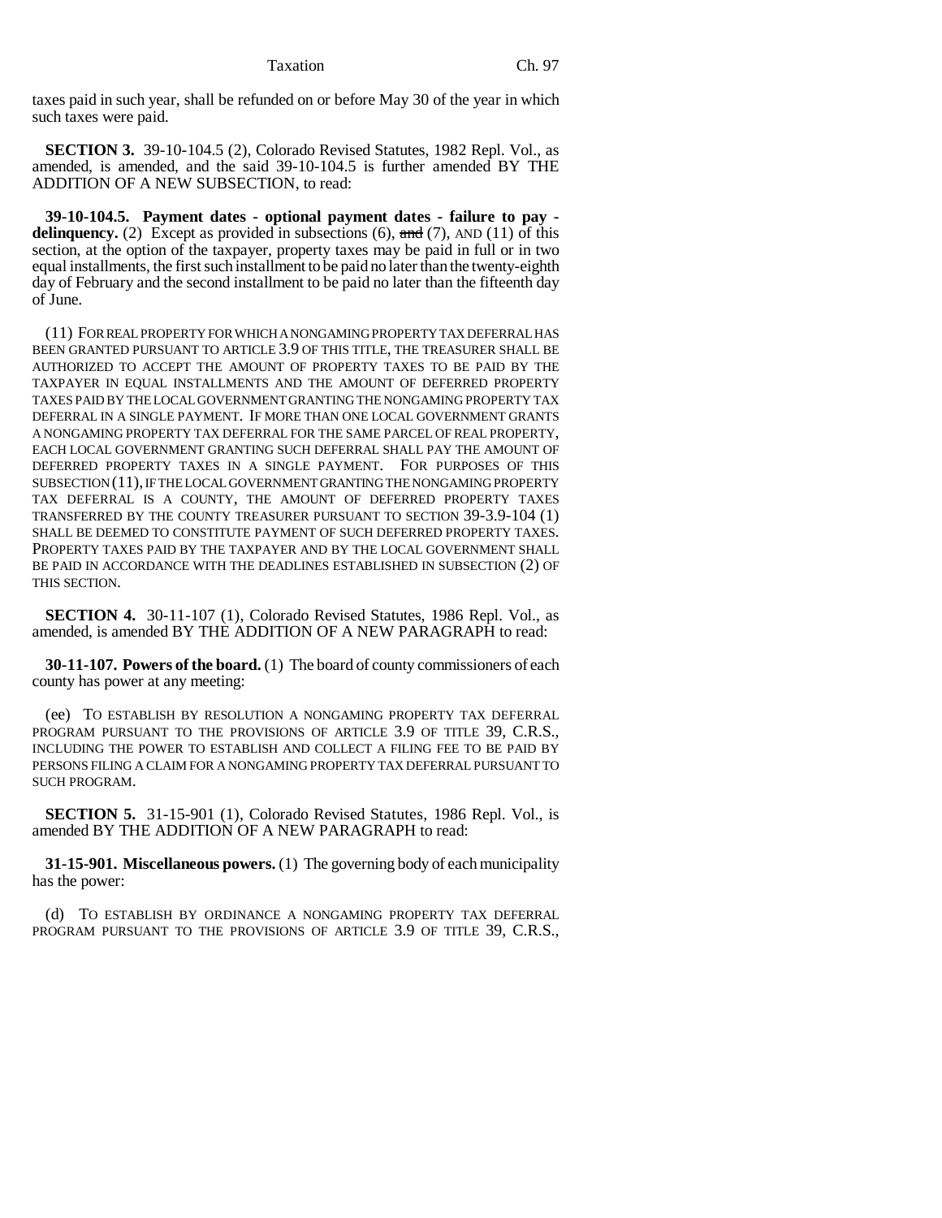taxes paid in such year, shall be refunded on or before May 30 of the year in which such taxes were paid.

**SECTION 3.** 39-10-104.5 (2), Colorado Revised Statutes, 1982 Repl. Vol., as amended, is amended, and the said 39-10-104.5 is further amended BY THE ADDITION OF A NEW SUBSECTION, to read:

**39-10-104.5. Payment dates - optional payment dates - failure to pay - delinquency.** (2) Except as provided in subsections (6), ~~and~~ (7), AND (11) of this section, at the option of the taxpayer, property taxes may be paid in full or in two equal installments, the first such installment to be paid no later than the twenty-eighth day of February and the second installment to be paid no later than the fifteenth day of June.

(11) FOR REAL PROPERTY FOR WHICH A NONGAMING PROPERTY TAX DEFERRAL HAS BEEN GRANTED PURSUANT TO ARTICLE 3.9 OF THIS TITLE, THE TREASURER SHALL BE AUTHORIZED TO ACCEPT THE AMOUNT OF PROPERTY TAXES TO BE PAID BY THE TAXPAYER IN EQUAL INSTALLMENTS AND THE AMOUNT OF DEFERRED PROPERTY TAXES PAID BY THE LOCAL GOVERNMENT GRANTING THE NONGAMING PROPERTY TAX DEFERRAL IN A SINGLE PAYMENT. IF MORE THAN ONE LOCAL GOVERNMENT GRANTS A NONGAMING PROPERTY TAX DEFERRAL FOR THE SAME PARCEL OF REAL PROPERTY, EACH LOCAL GOVERNMENT GRANTING SUCH DEFERRAL SHALL PAY THE AMOUNT OF DEFERRED PROPERTY TAXES IN A SINGLE PAYMENT. FOR PURPOSES OF THIS SUBSECTION (11), IF THE LOCAL GOVERNMENT GRANTING THE NONGAMING PROPERTY TAX DEFERRAL IS A COUNTY, THE AMOUNT OF DEFERRED PROPERTY TAXES TRANSFERRED BY THE COUNTY TREASURER PURSUANT TO SECTION 39-3.9-104 (1) SHALL BE DEEMED TO CONSTITUTE PAYMENT OF SUCH DEFERRED PROPERTY TAXES. PROPERTY TAXES PAID BY THE TAXPAYER AND BY THE LOCAL GOVERNMENT SHALL BE PAID IN ACCORDANCE WITH THE DEADLINES ESTABLISHED IN SUBSECTION (2) OF THIS SECTION.

**SECTION 4.** 30-11-107 (1), Colorado Revised Statutes, 1986 Repl. Vol., as amended, is amended BY THE ADDITION OF A NEW PARAGRAPH to read:

**30-11-107. Powers of the board.** (1) The board of county commissioners of each county has power at any meeting:

(ee) TO ESTABLISH BY RESOLUTION A NONGAMING PROPERTY TAX DEFERRAL PROGRAM PURSUANT TO THE PROVISIONS OF ARTICLE 3.9 OF TITLE 39, C.R.S., INCLUDING THE POWER TO ESTABLISH AND COLLECT A FILING FEE TO BE PAID BY PERSONS FILING A CLAIM FOR A NONGAMING PROPERTY TAX DEFERRAL PURSUANT TO SUCH PROGRAM.

**SECTION 5.** 31-15-901 (1), Colorado Revised Statutes, 1986 Repl. Vol., is amended BY THE ADDITION OF A NEW PARAGRAPH to read:

**31-15-901. Miscellaneous powers.** (1) The governing body of each municipality has the power:

(d) TO ESTABLISH BY ORDINANCE A NONGAMING PROPERTY TAX DEFERRAL PROGRAM PURSUANT TO THE PROVISIONS OF ARTICLE 3.9 OF TITLE 39, C.R.S.,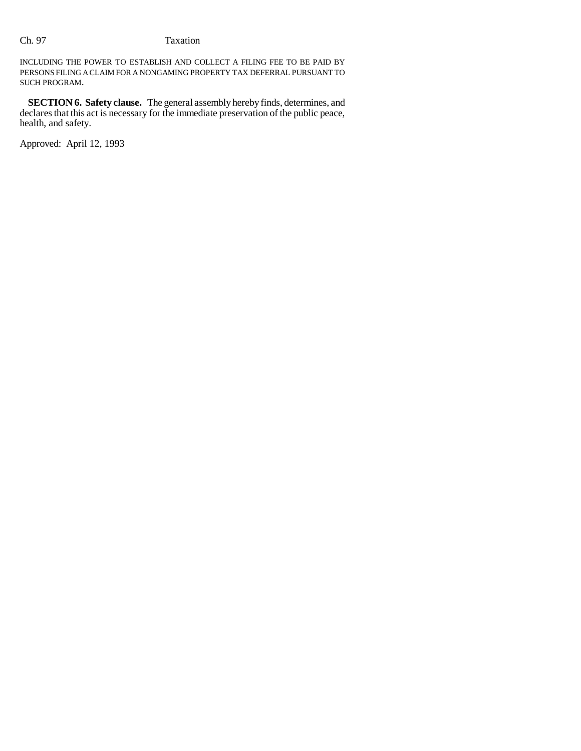INCLUDING THE POWER TO ESTABLISH AND COLLECT A FILING FEE TO BE PAID BY PERSONS FILING A CLAIM FOR A NONGAMING PROPERTY TAX DEFERRAL PURSUANT TO SUCH PROGRAM.

**SECTION 6. Safety clause.** The general assembly hereby finds, determines, and declares that this act is necessary for the immediate preservation of the public peace, health, and safety.

Approved: April 12, 1993